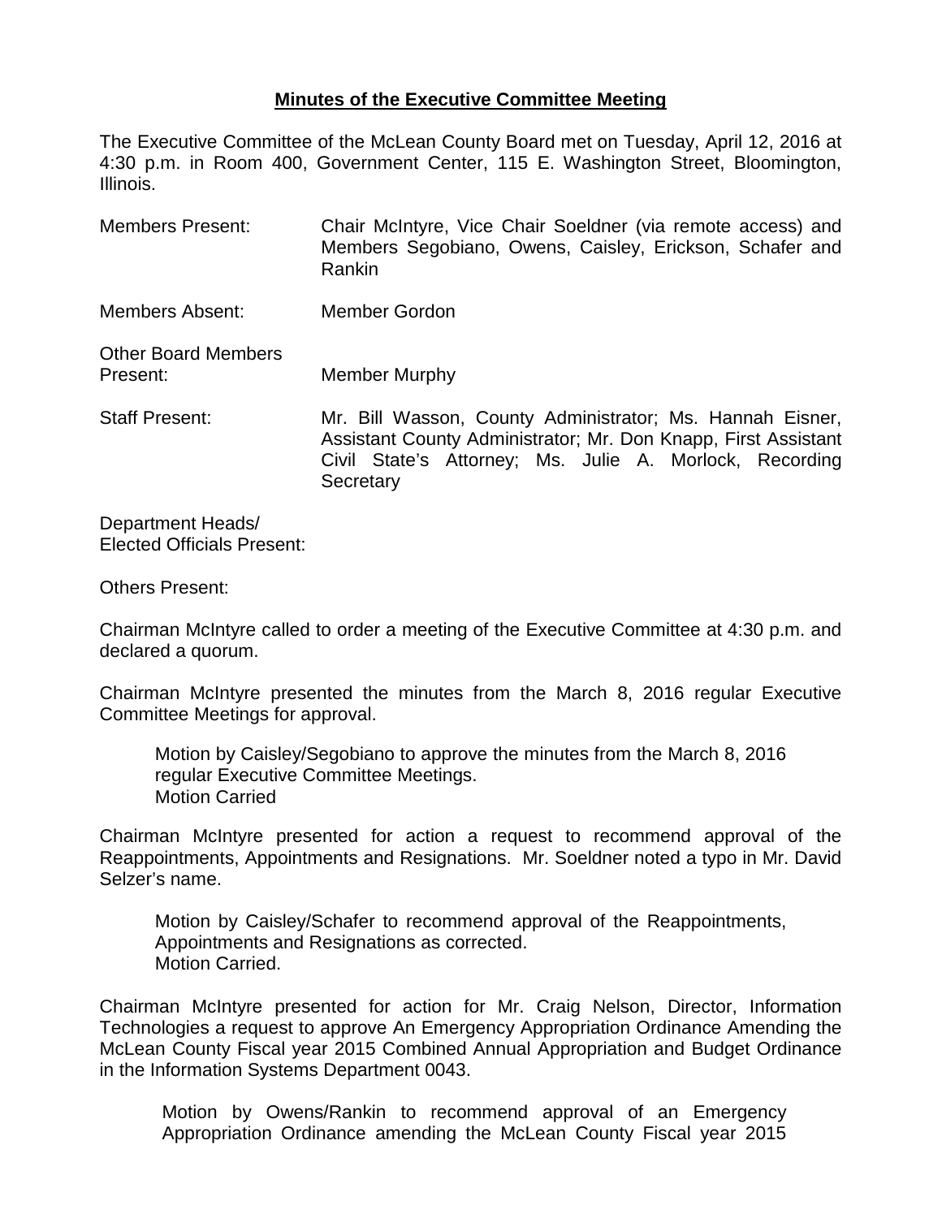# **Minutes of the Executive Committee Meeting**

The Executive Committee of the McLean County Board met on Tuesday, April 12, 2016 at 4:30 p.m. in Room 400, Government Center, 115 E. Washington Street, Bloomington, Illinois.

Members Present: Chair McIntyre, Vice Chair Soeldner (via remote access) and Members Segobiano, Owens, Caisley, Erickson, Schafer and Rankin

Members Absent: Member Gordon

Other Board Members Present: Member Murphy

Staff Present: Mr. Bill Wasson, County Administrator; Ms. Hannah Eisner, Assistant County Administrator; Mr. Don Knapp, First Assistant Civil State's Attorney; Ms. Julie A. Morlock, Recording Secretary

Department Heads/ Elected Officials Present:

Others Present:

Chairman McIntyre called to order a meeting of the Executive Committee at 4:30 p.m. and declared a quorum.

Chairman McIntyre presented the minutes from the March 8, 2016 regular Executive Committee Meetings for approval.

> Motion by Caisley/Segobiano to approve the minutes from the March 8, 2016 regular Executive Committee Meetings.
> Motion Carried

Chairman McIntyre presented for action a request to recommend approval of the Reappointments, Appointments and Resignations. Mr. Soeldner noted a typo in Mr. David Selzer's name.

> Motion by Caisley/Schafer to recommend approval of the Reappointments, Appointments and Resignations as corrected.
> Motion Carried.

Chairman McIntyre presented for action for Mr. Craig Nelson, Director, Information Technologies a request to approve An Emergency Appropriation Ordinance Amending the McLean County Fiscal year 2015 Combined Annual Appropriation and Budget Ordinance in the Information Systems Department 0043.

> Motion by Owens/Rankin to recommend approval of an Emergency Appropriation Ordinance amending the McLean County Fiscal year 2015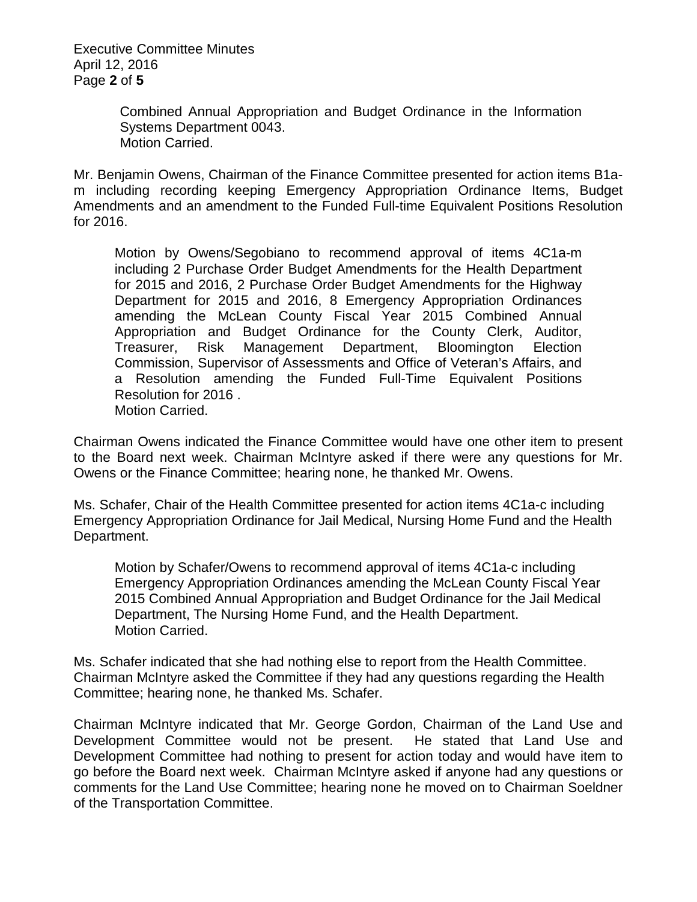Combined Annual Appropriation and Budget Ordinance in the Information Systems Department 0043.
Motion Carried.

Mr. Benjamin Owens, Chairman of the Finance Committee presented for action items B1a-m including recording keeping Emergency Appropriation Ordinance Items, Budget Amendments and an amendment to the Funded Full-time Equivalent Positions Resolution for 2016.

> Motion by Owens/Segobiano to recommend approval of items 4C1a-m including 2 Purchase Order Budget Amendments for the Health Department for 2015 and 2016, 2 Purchase Order Budget Amendments for the Highway Department for 2015 and 2016, 8 Emergency Appropriation Ordinances amending the McLean County Fiscal Year 2015 Combined Annual Appropriation and Budget Ordinance for the County Clerk, Auditor, Treasurer, Risk Management Department, Bloomington Election Commission, Supervisor of Assessments and Office of Veteran's Affairs, and a Resolution amending the Funded Full-Time Equivalent Positions Resolution for 2016 .
> Motion Carried.

Chairman Owens indicated the Finance Committee would have one other item to present to the Board next week. Chairman McIntyre asked if there were any questions for Mr. Owens or the Finance Committee; hearing none, he thanked Mr. Owens.

Ms. Schafer, Chair of the Health Committee presented for action items 4C1a-c including Emergency Appropriation Ordinance for Jail Medical, Nursing Home Fund and the Health Department.

> Motion by Schafer/Owens to recommend approval of items 4C1a-c including Emergency Appropriation Ordinances amending the McLean County Fiscal Year 2015 Combined Annual Appropriation and Budget Ordinance for the Jail Medical Department, The Nursing Home Fund, and the Health Department.
> Motion Carried.

Ms. Schafer indicated that she had nothing else to report from the Health Committee. Chairman McIntyre asked the Committee if they had any questions regarding the Health Committee; hearing none, he thanked Ms. Schafer.

Chairman McIntyre indicated that Mr. George Gordon, Chairman of the Land Use and Development Committee would not be present. He stated that Land Use and Development Committee had nothing to present for action today and would have item to go before the Board next week. Chairman McIntyre asked if anyone had any questions or comments for the Land Use Committee; hearing none he moved on to Chairman Soeldner of the Transportation Committee.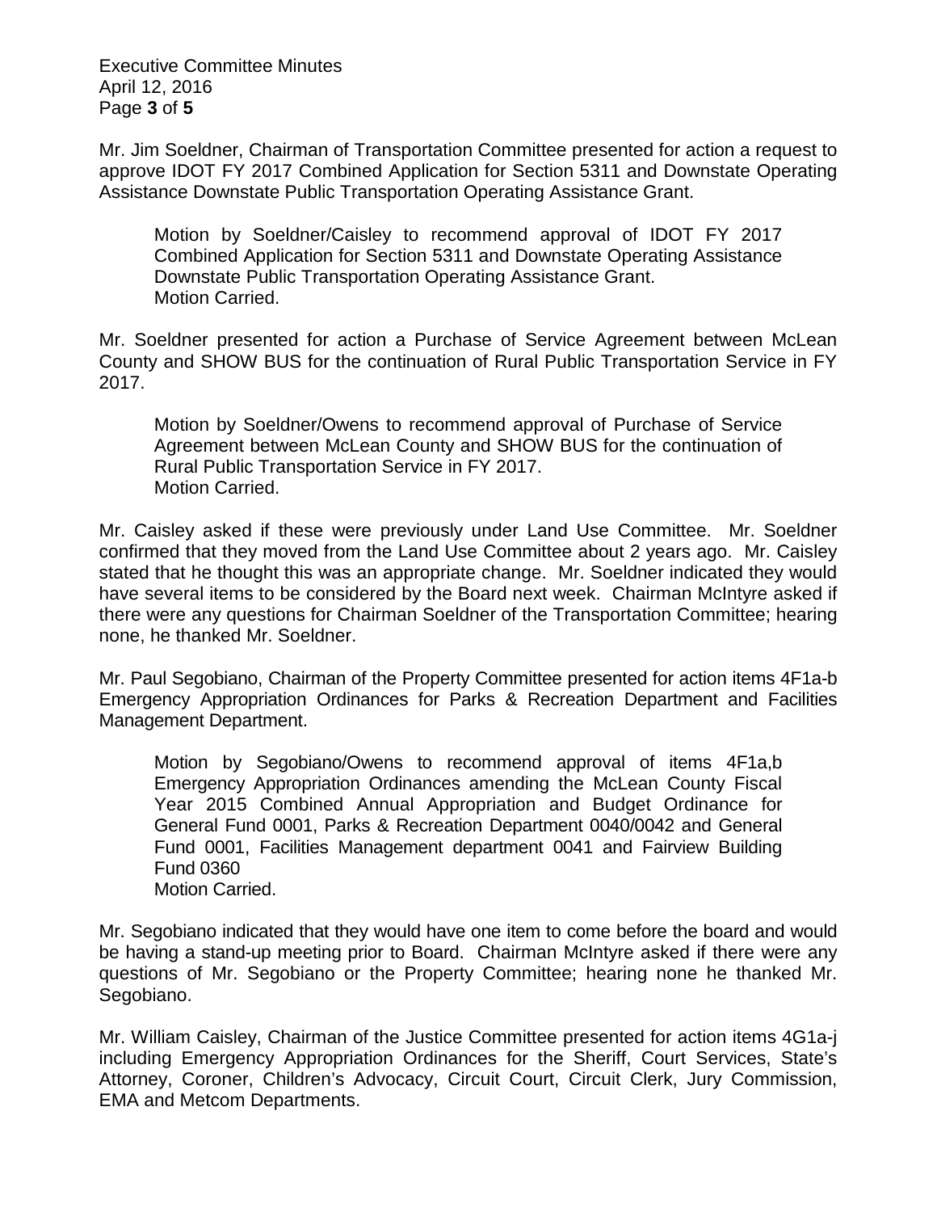Mr. Jim Soeldner, Chairman of Transportation Committee presented for action a request to approve IDOT FY 2017 Combined Application for Section 5311 and Downstate Operating Assistance Downstate Public Transportation Operating Assistance Grant.

> Motion by Soeldner/Caisley to recommend approval of IDOT FY 2017 Combined Application for Section 5311 and Downstate Operating Assistance Downstate Public Transportation Operating Assistance Grant.
> Motion Carried.

Mr. Soeldner presented for action a Purchase of Service Agreement between McLean County and SHOW BUS for the continuation of Rural Public Transportation Service in FY 2017.

> Motion by Soeldner/Owens to recommend approval of Purchase of Service Agreement between McLean County and SHOW BUS for the continuation of Rural Public Transportation Service in FY 2017.
> Motion Carried.

Mr. Caisley asked if these were previously under Land Use Committee. Mr. Soeldner confirmed that they moved from the Land Use Committee about 2 years ago. Mr. Caisley stated that he thought this was an appropriate change. Mr. Soeldner indicated they would have several items to be considered by the Board next week. Chairman McIntyre asked if there were any questions for Chairman Soeldner of the Transportation Committee; hearing none, he thanked Mr. Soeldner.

Mr. Paul Segobiano, Chairman of the Property Committee presented for action items 4F1a-b Emergency Appropriation Ordinances for Parks & Recreation Department and Facilities Management Department.

> Motion by Segobiano/Owens to recommend approval of items 4F1a,b Emergency Appropriation Ordinances amending the McLean County Fiscal Year 2015 Combined Annual Appropriation and Budget Ordinance for General Fund 0001, Parks & Recreation Department 0040/0042 and General Fund 0001, Facilities Management department 0041 and Fairview Building Fund 0360
> Motion Carried.

Mr. Segobiano indicated that they would have one item to come before the board and would be having a stand-up meeting prior to Board. Chairman McIntyre asked if there were any questions of Mr. Segobiano or the Property Committee; hearing none he thanked Mr. Segobiano.

Mr. William Caisley, Chairman of the Justice Committee presented for action items 4G1a-j including Emergency Appropriation Ordinances for the Sheriff, Court Services, State's Attorney, Coroner, Children's Advocacy, Circuit Court, Circuit Clerk, Jury Commission, EMA and Metcom Departments.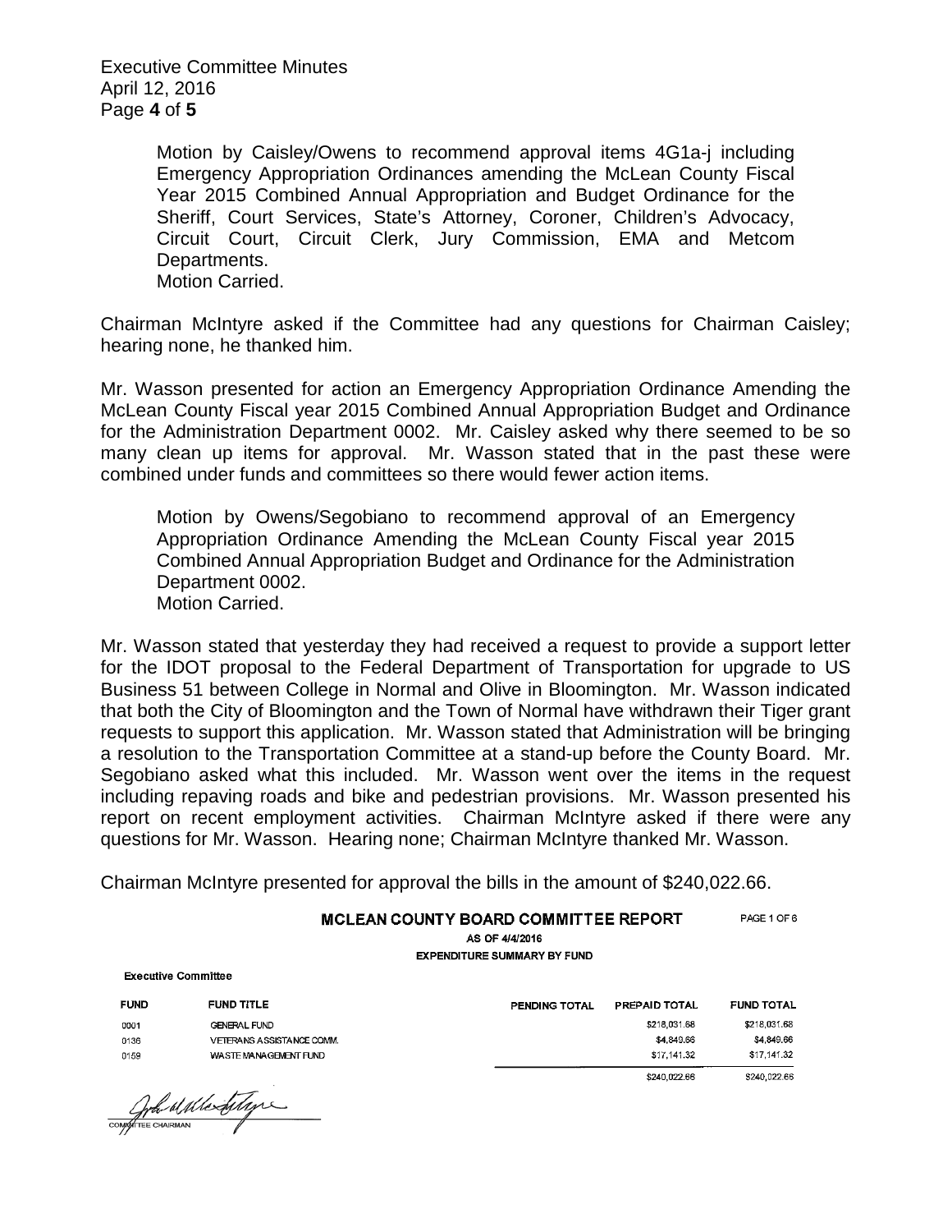Motion by Caisley/Owens to recommend approval items 4G1a-j including Emergency Appropriation Ordinances amending the McLean County Fiscal Year 2015 Combined Annual Appropriation and Budget Ordinance for the Sheriff, Court Services, State's Attorney, Coroner, Children's Advocacy, Circuit Court, Circuit Clerk, Jury Commission, EMA and Metcom Departments.
Motion Carried.

Chairman McIntyre asked if the Committee had any questions for Chairman Caisley; hearing none, he thanked him.

Mr. Wasson presented for action an Emergency Appropriation Ordinance Amending the McLean County Fiscal year 2015 Combined Annual Appropriation Budget and Ordinance for the Administration Department 0002. Mr. Caisley asked why there seemed to be so many clean up items for approval. Mr. Wasson stated that in the past these were combined under funds and committees so there would fewer action items.

Motion by Owens/Segobiano to recommend approval of an Emergency Appropriation Ordinance Amending the McLean County Fiscal year 2015 Combined Annual Appropriation Budget and Ordinance for the Administration Department 0002.
Motion Carried.

Mr. Wasson stated that yesterday they had received a request to provide a support letter for the IDOT proposal to the Federal Department of Transportation for upgrade to US Business 51 between College in Normal and Olive in Bloomington. Mr. Wasson indicated that both the City of Bloomington and the Town of Normal have withdrawn their Tiger grant requests to support this application. Mr. Wasson stated that Administration will be bringing a resolution to the Transportation Committee at a stand-up before the County Board. Mr. Segobiano asked what this included. Mr. Wasson went over the items in the request including repaving roads and bike and pedestrian provisions. Mr. Wasson presented his report on recent employment activities. Chairman McIntyre asked if there were any questions for Mr. Wasson. Hearing none; Chairman McIntyre thanked Mr. Wasson.

Chairman McIntyre presented for approval the bills in the amount of $240,022.66.

**MCLEAN COUNTY BOARD COMMITTEE REPORT** PAGE 1 OF 6

AS OF 4/4/2016

EXPENDITURE SUMMARY BY FUND

**Executive Committee**

| FUND | FUND TITLE | PENDING TOTAL | PREPAID TOTAL | FUND TOTAL |
|---|---|---|---|---|
| 0001 | GENERAL FUND | | $218,031.68 | $218,031.68 |
| 0136 | VETERANS ASSISTANCE COMM. | | $4,849.66 | $4,849.66 |
| 0159 | WASTE MANAGEMENT FUND | | $17,141.32 | $17,141.32 |
| | | | $240,022.66 | $240,022.66 |

COMMITTEE CHAIRMAN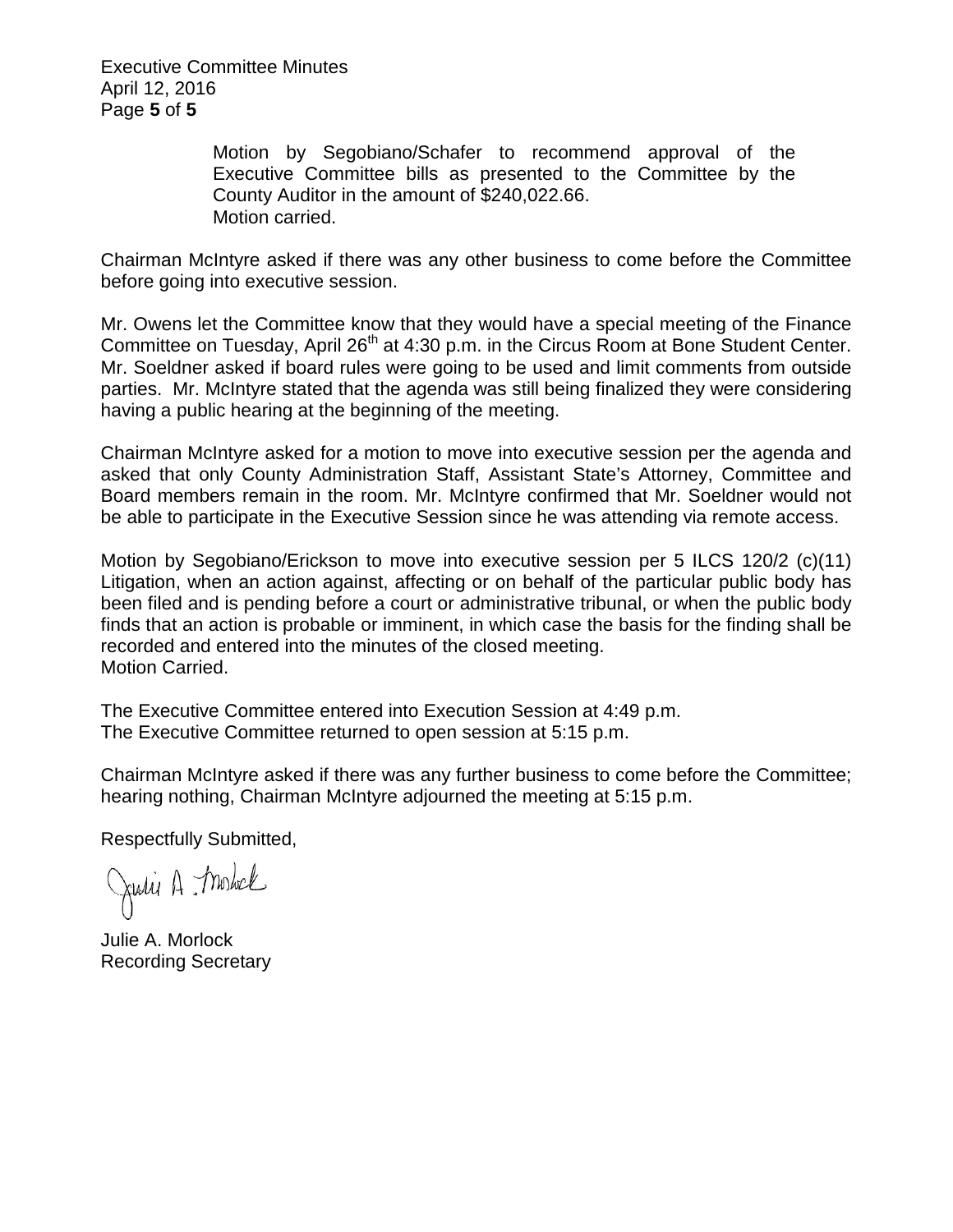Motion by Segobiano/Schafer to recommend approval of the Executive Committee bills as presented to the Committee by the County Auditor in the amount of $240,022.66.
Motion carried.

Chairman McIntyre asked if there was any other business to come before the Committee before going into executive session.

Mr. Owens let the Committee know that they would have a special meeting of the Finance Committee on Tuesday, April 26th at 4:30 p.m. in the Circus Room at Bone Student Center. Mr. Soeldner asked if board rules were going to be used and limit comments from outside parties. Mr. McIntyre stated that the agenda was still being finalized they were considering having a public hearing at the beginning of the meeting.

Chairman McIntyre asked for a motion to move into executive session per the agenda and asked that only County Administration Staff, Assistant State's Attorney, Committee and Board members remain in the room. Mr. McIntyre confirmed that Mr. Soeldner would not be able to participate in the Executive Session since he was attending via remote access.

Motion by Segobiano/Erickson to move into executive session per 5 ILCS 120/2 (c)(11) Litigation, when an action against, affecting or on behalf of the particular public body has been filed and is pending before a court or administrative tribunal, or when the public body finds that an action is probable or imminent, in which case the basis for the finding shall be recorded and entered into the minutes of the closed meeting.
Motion Carried.

The Executive Committee entered into Execution Session at 4:49 p.m.
The Executive Committee returned to open session at 5:15 p.m.

Chairman McIntyre asked if there was any further business to come before the Committee; hearing nothing, Chairman McIntyre adjourned the meeting at 5:15 p.m.

Respectfully Submitted,

Julie A. Morlock

Julie A. Morlock
Recording Secretary